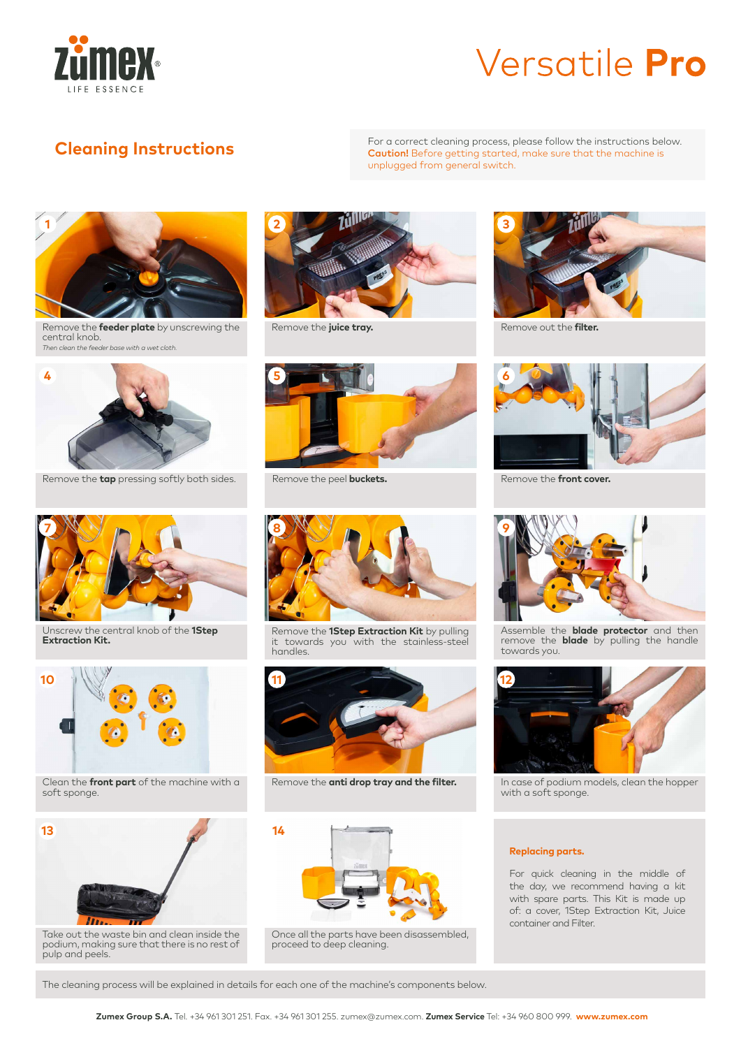# Versatile **Pro**

## Cleaning Instructions

For a correct cleaning process, please follow the instructions below.
**Caution!** Before getting started, make sure that the machine is unplugged from general switch.

**1** Remove the **feeder plate** by unscrewing the central knob.
*Then clean the feeder base with a wet cloth.*

**2** Remove the **juice tray.**

**3** Remove out the **filter.**

**4** Remove the **tap** pressing softly both sides.

**5** Remove the peel **buckets.**

**6** Remove the **front cover.**

**7** Unscrew the central knob of the **1Step Extraction Kit.**

**8** Remove the **1Step Extraction Kit** by pulling it towards you with the stainless-steel handles.

**9** Assemble the **blade protector** and then remove the **blade** by pulling the handle towards you.

**10** Clean the **front part** of the machine with a soft sponge.

**11** Remove the **anti drop tray and the filter.**

**12** In case of podium models, clean the hopper with a soft sponge.

**13** Take out the waste bin and clean inside the podium, making sure that there is no rest of pulp and peels.

**14** Once all the parts have been disassembled, proceed to deep cleaning.

### Replacing parts.

For quick cleaning in the middle of the day, we recommend having a kit with spare parts. This Kit is made up of: a cover, 1Step Extraction Kit, Juice container and Filter.

The cleaning process will be explained in details for each one of the machine's components below.

**Zumex Group S.A.** Tel. +34 961 301 251. Fax. +34 961 301 255. zumex@zumex.com. **Zumex Service** Tel: +34 960 800 999. **www.zumex.com**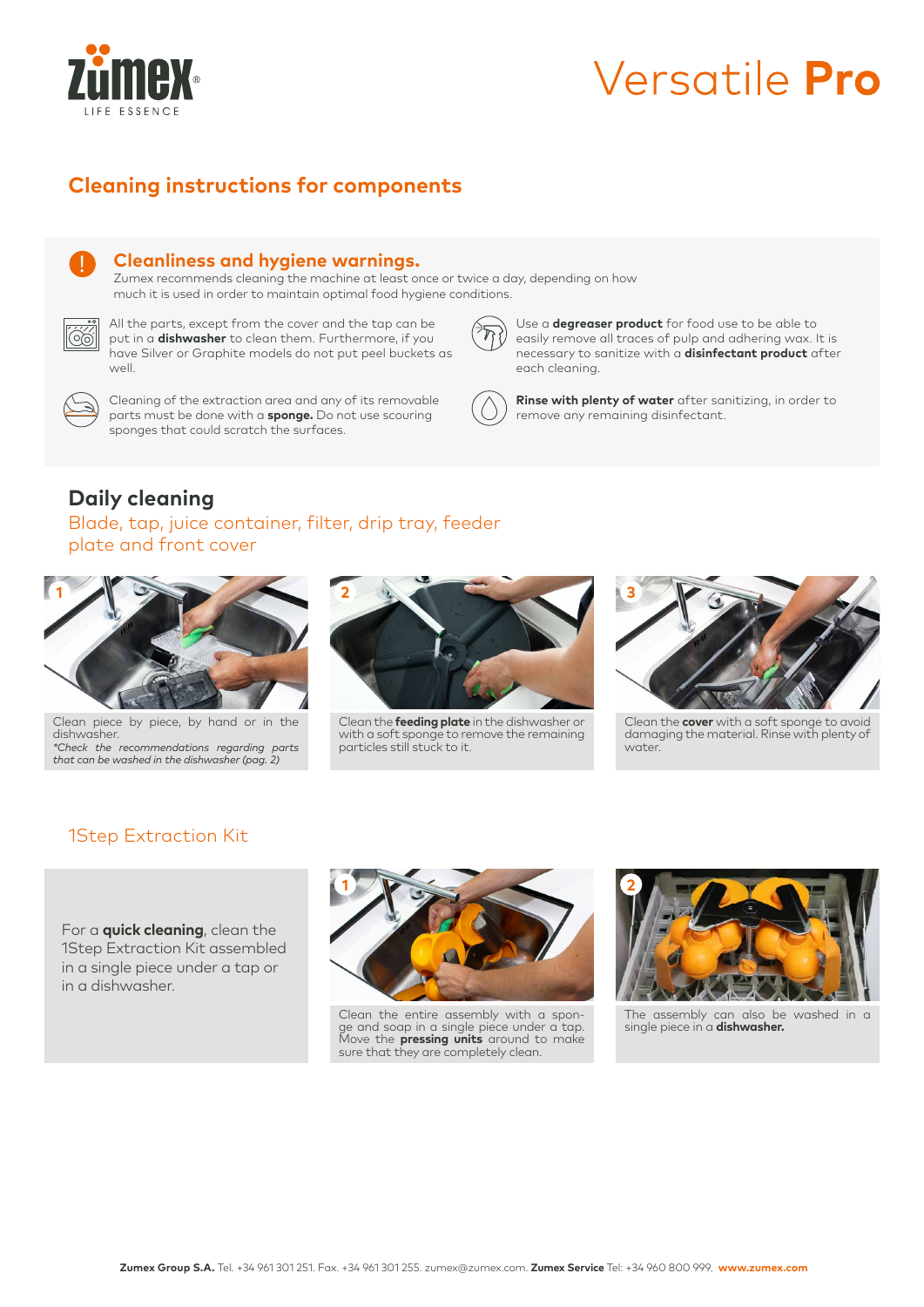zumex LIFE ESSENCE

# Versatile **Pro**

## Cleaning instructions for components

### Cleanliness and hygiene warnings.

Zumex recommends cleaning the machine at least once or twice a day, depending on how much it is used in order to maintain optimal food hygiene conditions.

All the parts, except from the cover and the tap can be put in a **dishwasher** to clean them. Furthermore, if you have Silver or Graphite models do not put peel buckets as well.

Use a **degreaser product** for food use to be able to easily remove all traces of pulp and adhering wax. It is necessary to sanitize with a **disinfectant product** after each cleaning.

Cleaning of the extraction area and any of its removable parts must be done with a **sponge.** Do not use scouring sponges that could scratch the surfaces.

**Rinse with plenty of water** after sanitizing, in order to remove any remaining disinfectant.

## Daily cleaning

Blade, tap, juice container, filter, drip tray, feeder plate and front cover

1. Clean piece by piece, by hand or in the dishwasher.
   *\*Check the recommendations regarding parts that can be washed in the dishwasher (pag. 2)*

2. Clean the **feeding plate** in the dishwasher or with a soft sponge to remove the remaining particles still stuck to it.

3. Clean the **cover** with a soft sponge to avoid damaging the material. Rinse with plenty of water.

## 1Step Extraction Kit

For a **quick cleaning**, clean the 1Step Extraction Kit assembled in a single piece under a tap or in a dishwasher.

1. Clean the entire assembly with a sponge and soap in a single piece under a tap. Move the **pressing units** around to make sure that they are completely clean.

2. The assembly can also be washed in a single piece in a **dishwasher.**

**Zumex Group S.A.** Tel. +34 961 301 251. Fax. +34 961 301 255. zumex@zumex.com. **Zumex Service** Tel: +34 960 800 999. **www.zumex.com**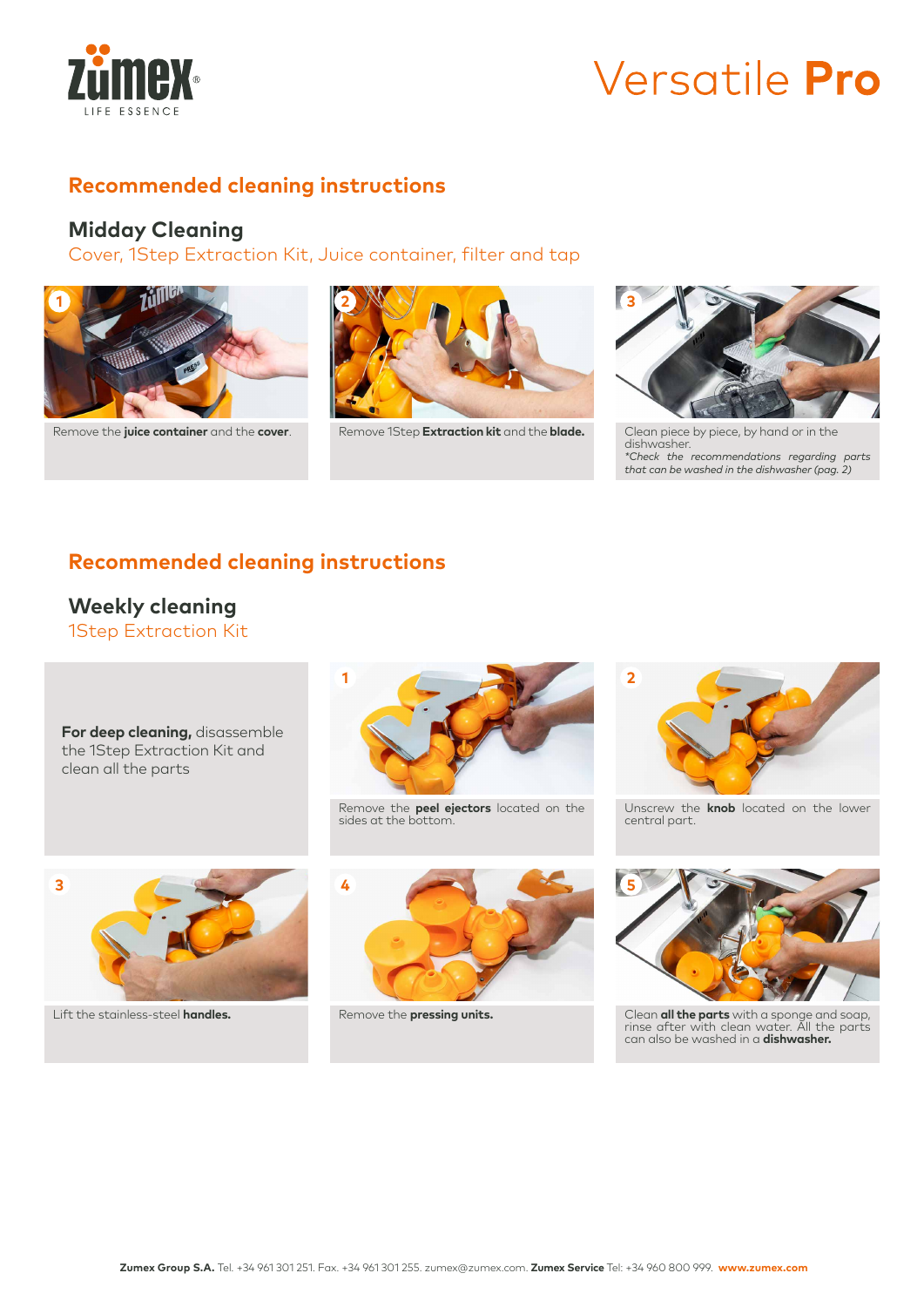# Versatile **Pro**

## Recommended cleaning instructions

### Midday Cleaning

Cover, 1Step Extraction Kit, Juice container, filter and tap

1. Remove the **juice container** and the **cover**.
2. Remove 1Step **Extraction kit** and the **blade.**
3. Clean piece by piece, by hand or in the dishwasher.
   *\*Check the recommendations regarding parts that can be washed in the dishwasher (pag. 2)*

## Recommended cleaning instructions

### Weekly cleaning

1Step Extraction Kit

**For deep cleaning,** disassemble the 1Step Extraction Kit and clean all the parts

1. Remove the **peel ejectors** located on the sides at the bottom.
2. Unscrew the **knob** located on the lower central part.
3. Lift the stainless-steel **handles.**
4. Remove the **pressing units.**
5. Clean **all the parts** with a sponge and soap, rinse after with clean water. All the parts can also be washed in a **dishwasher.**

**Zumex Group S.A.** Tel. +34 961 301 251. Fax. +34 961 301 255. zumex@zumex.com. **Zumex Service** Tel: +34 960 800 999. **www.zumex.com**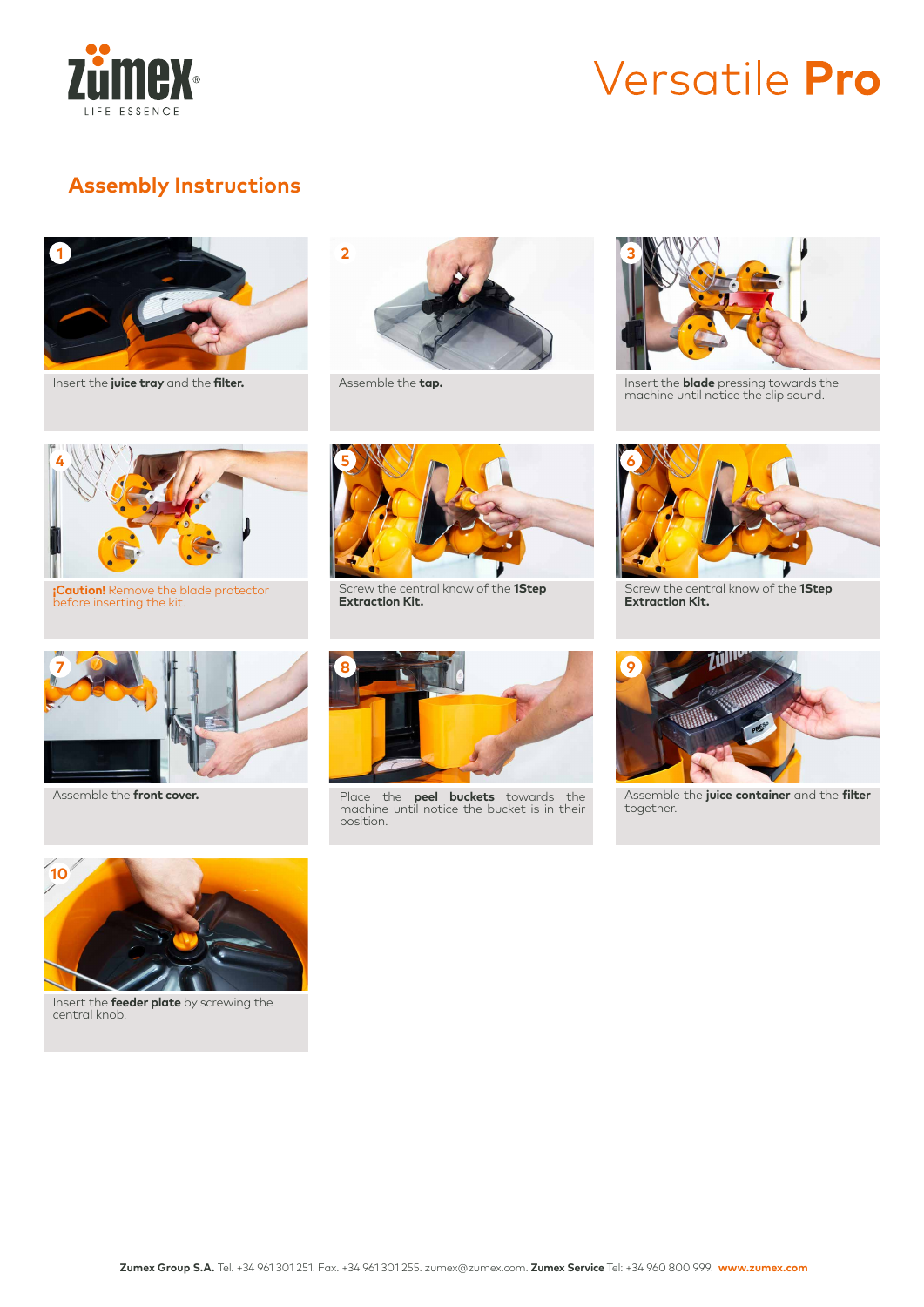Versatile **Pro**

## Assembly Instructions

1. Insert the **juice tray** and the **filter.**

2. Assemble the **tap.**

3. Insert the **blade** pressing towards the machine until notice the clip sound.

4. **¡Caution!** Remove the blade protector before inserting the kit.

5. Screw the central know of the **1Step Extraction Kit.**

6. Screw the central know of the **1Step Extraction Kit.**

7. Assemble the **front cover.**

8. Place the **peel buckets** towards the machine until notice the bucket is in their position.

9. Assemble the **juice container** and the **filter** together.

10. Insert the **feeder plate** by screwing the central knob.

**Zumex Group S.A.** Tel. +34 961 301 251. Fax. +34 961 301 255. zumex@zumex.com. **Zumex Service** Tel: +34 960 800 999. **www.zumex.com**